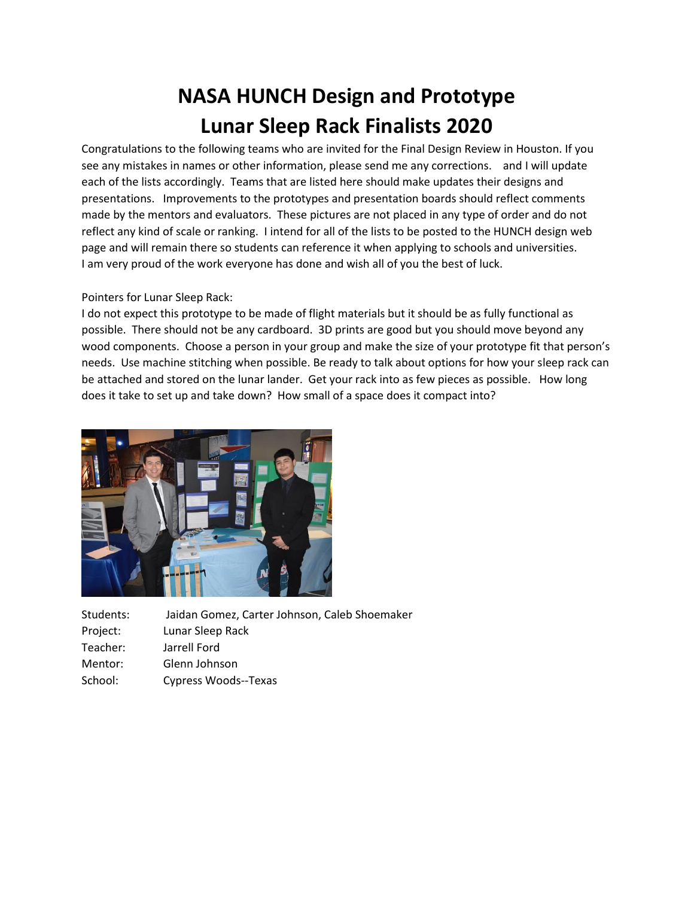# NASA HUNCH Design and Prototype
# Lunar Sleep Rack Finalists 2020

Congratulations to the following teams who are invited for the Final Design Review in Houston. If you see any mistakes in names or other information, please send me any corrections. and I will update each of the lists accordingly. Teams that are listed here should make updates their designs and presentations. Improvements to the prototypes and presentation boards should reflect comments made by the mentors and evaluators. These pictures are not placed in any type of order and do not reflect any kind of scale or ranking. I intend for all of the lists to be posted to the HUNCH design web page and will remain there so students can reference it when applying to schools and universities. I am very proud of the work everyone has done and wish all of you the best of luck.

Pointers for Lunar Sleep Rack:
I do not expect this prototype to be made of flight materials but it should be as fully functional as possible. There should not be any cardboard. 3D prints are good but you should move beyond any wood components. Choose a person in your group and make the size of your prototype fit that person's needs. Use machine stitching when possible. Be ready to talk about options for how your sleep rack can be attached and stored on the lunar lander. Get your rack into as few pieces as possible. How long does it take to set up and take down? How small of a space does it compact into?

Students: Jaidan Gomez, Carter Johnson, Caleb Shoemaker
Project: Lunar Sleep Rack
Teacher: Jarrell Ford
Mentor: Glenn Johnson
School: Cypress Woods--Texas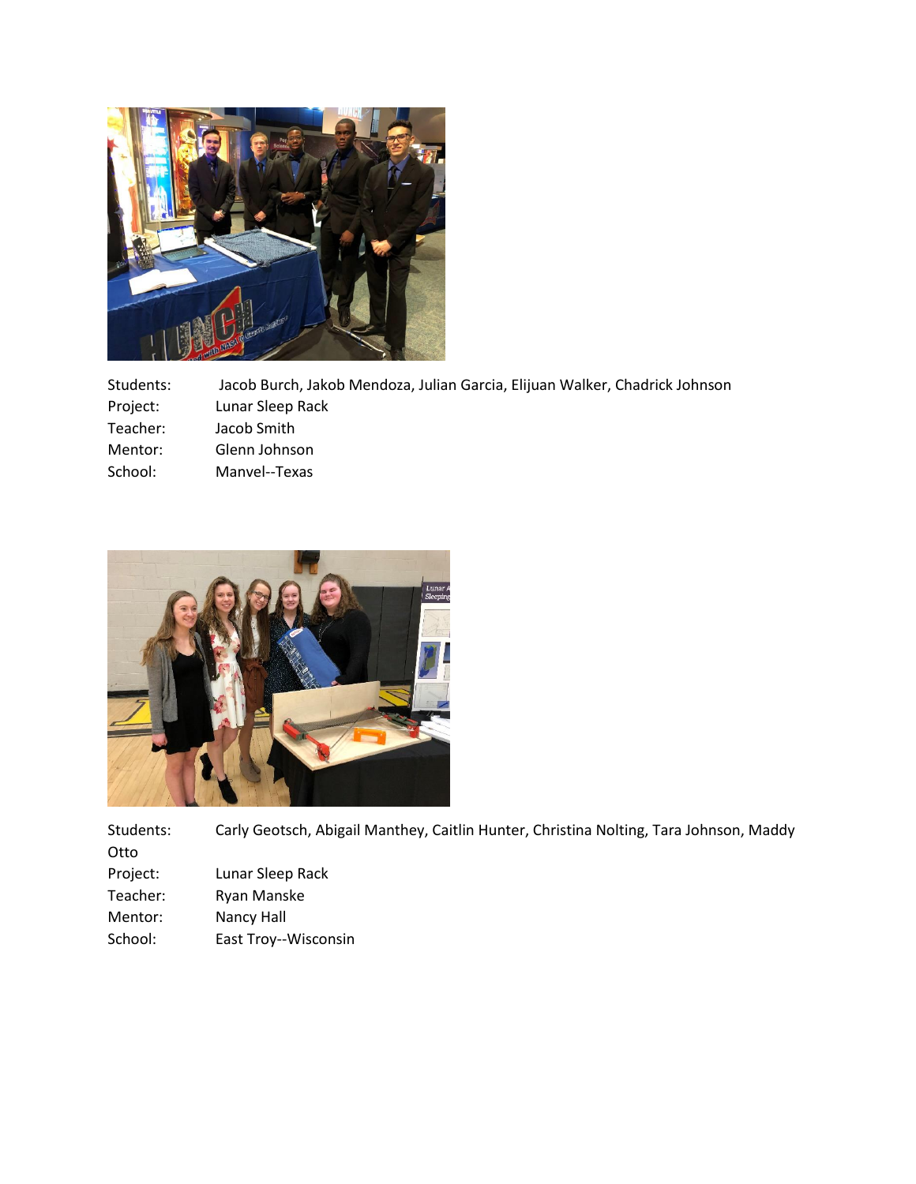Students: Jacob Burch, Jakob Mendoza, Julian Garcia, Elijuan Walker, Chadrick Johnson
Project: Lunar Sleep Rack
Teacher: Jacob Smith
Mentor: Glenn Johnson
School: Manvel--Texas

Students: Carly Geotsch, Abigail Manthey, Caitlin Hunter, Christina Nolting, Tara Johnson, Maddy Otto
Project: Lunar Sleep Rack
Teacher: Ryan Manske
Mentor: Nancy Hall
School: East Troy--Wisconsin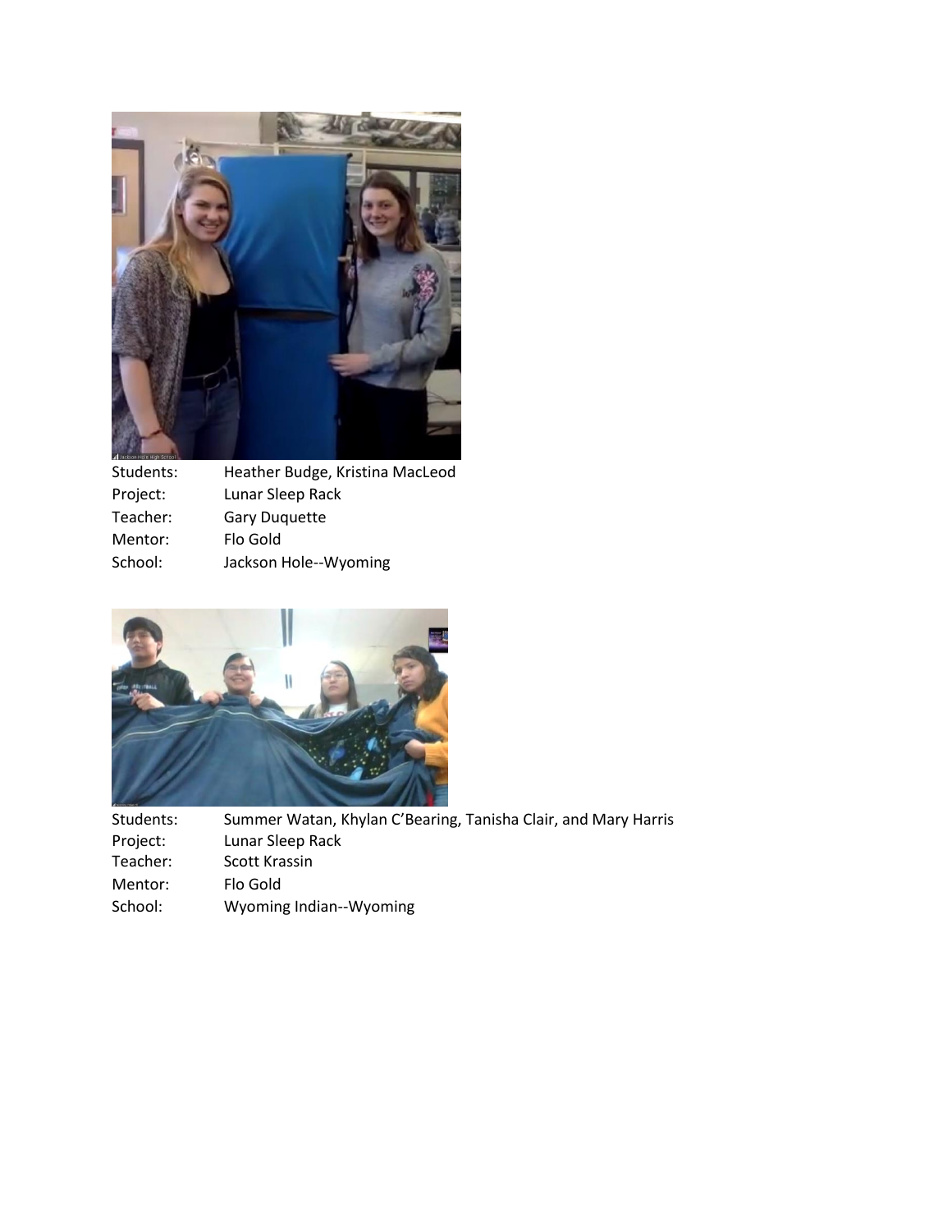| | |
|---|---|
| Students: | Heather Budge, Kristina MacLeod |
| Project: | Lunar Sleep Rack |
| Teacher: | Gary Duquette |
| Mentor: | Flo Gold |
| School: | Jackson Hole--Wyoming |

| | |
|---|---|
| Students: | Summer Watan, Khylan C'Bearing, Tanisha Clair, and Mary Harris |
| Project: | Lunar Sleep Rack |
| Teacher: | Scott Krassin |
| Mentor: | Flo Gold |
| School: | Wyoming Indian--Wyoming |